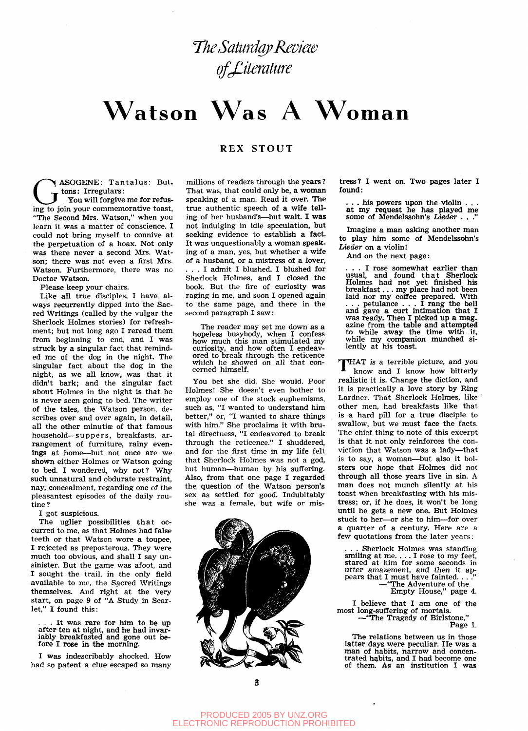# The Saturday Review of Literature

# Watson Was A Woman

## REX STOUT

GASOGENE: Tantalus: Buttons: Irregulars:

You will forgive me for refusing to join your commemorative toast, "The Second Mrs. Watson," when you learn it was a matter of conscience. I could not bring myself to connive at the perpetuation of a hoax. Not only was there never a second Mrs. Watson; there was not even a first Mrs. Watson. Furthermore, there was no Doctor Watson.

Please keep your chairs.

Like all true disciples, I have always recurrently dipped into the Sacred Writings (called by the vulgar the Sherlock Holmes stories) for refreshment; but not long ago I reread them from beginning to end, and I was struck by a singular fact that reminded me of the dog in the night. The singular fact about the dog in the night, as we all know, was that it didn't bark; and the singular fact about Holmes in the night is that he is never seen going to bed. The writer of the tales, the Watson person, describes over and over again, in detail, all the other minutiæ of that famous household—suppers, breakfasts, arrangement of furniture, rainy evenings at home—but not once are we shown either Holmes or Watson going to bed. I wondered, why not? Why such unnatural and obdurate restraint, nay, concealment, regarding one of the pleasantest episodes of the daily routine?

I got suspicious.

The uglier possibilities that occurred to me, as that Holmes had false teeth or that Watson wore a toupee, I rejected as preposterous. They were much too obvious, and shall I say unsinister. But the game was afoot, and I sought the trail, in the only field available to me, the Sacred Writings themselves. And right at the very start, on page 9 of "A Study in Scarlet," I found this:

> . . . It was rare for him to be up after ten at night, and he had invariably breakfasted and gone out before I rose in the morning.

I was indescribably shocked. How had so patent a clue escaped so many millions of readers through the years? That was, that could only be, a woman speaking of a man. Read it over. The true authentic speech of a wife telling of her husband's—but wait. I was not indulging in idle speculation, but seeking evidence to establish a fact. It was unquestionably a woman speaking of a man, yes, but whether a wife of a husband, or a mistress of a lover, . . . I admit I blushed. I blushed for Sherlock Holmes, and I closed the book. But the fire of curiosity was raging in me, and soon I opened again to the same page, and there in the second paragraph I saw:

> The reader may set me down as a hopeless busybody, when I confess how much this man stimulated my curiosity, and how often I endeavored to break through the reticence which he showed on all that concerned himself.

You bet she did. She would. Poor Holmes! She doesn't even bother to employ one of the stock euphemisms, such as, "I wanted to understand him better," or, "I wanted to share things with him." She proclaims it with brutal directness, "I endeavored to break through the reticence." I shuddered, and for the first time in my life felt that Sherlock Holmes was not a god, but human—human by his suffering. Also, from that one page I regarded the question of the Watson person's sex as settled for good. Indubitably she was a female, but wife or mistress? I went on. Two pages later I found:

> . . . his powers upon the violin . . . at my request he has played me some of Mendelssohn's *Lieder* . . ."

Imagine a man asking another man to play him some of Mendelssohn's *Lieder* on a violin!

And on the next page:

> . . . I rose somewhat earlier than usual, and found that Sherlock Holmes had not yet finished his breakfast . . . my place had not been laid nor my coffee prepared. With . . . petulance . . . I rang the bell and gave a curt intimation that I was ready. Then I picked up a magazine from the table and attempted to while away the time with it, while my companion munched silently at his toast.

THAT is a terrible picture, and you know and I know how bitterly realistic it is. Change the diction, and it is practically a love story by Ring Lardner. That Sherlock Holmes, like other men, had breakfasts like that is a hard pill for a true disciple to swallow, but we must face the facts. The chief thing to note of this excerpt is that it not only reinforces the conviction that Watson was a lady—that is to say, a woman—but also it bolsters our hope that Holmes did not through all those years live in sin. A man does not munch silently at his toast when breakfasting with his mistress; or, if he does, it won't be long until he gets a new one. But Holmes stuck to her—or she to him—for over a quarter of a century. Here are a few quotations from the later years:

> . . . Sherlock Holmes was standing smiling at me. . . . I rose to my feet, stared at him for some seconds in utter amazement, and then it appears that I must have fainted. . . ."
> —"The Adventure of the Empty House," page 4.

> I believe that I am one of the most long-suffering of mortals.
> —"The Tragedy of Birlstone," Page 1.

> The relations between us in those latter days were peculiar. He was a man of habits, narrow and concentrated habits, and I had become one of them. As an institution I was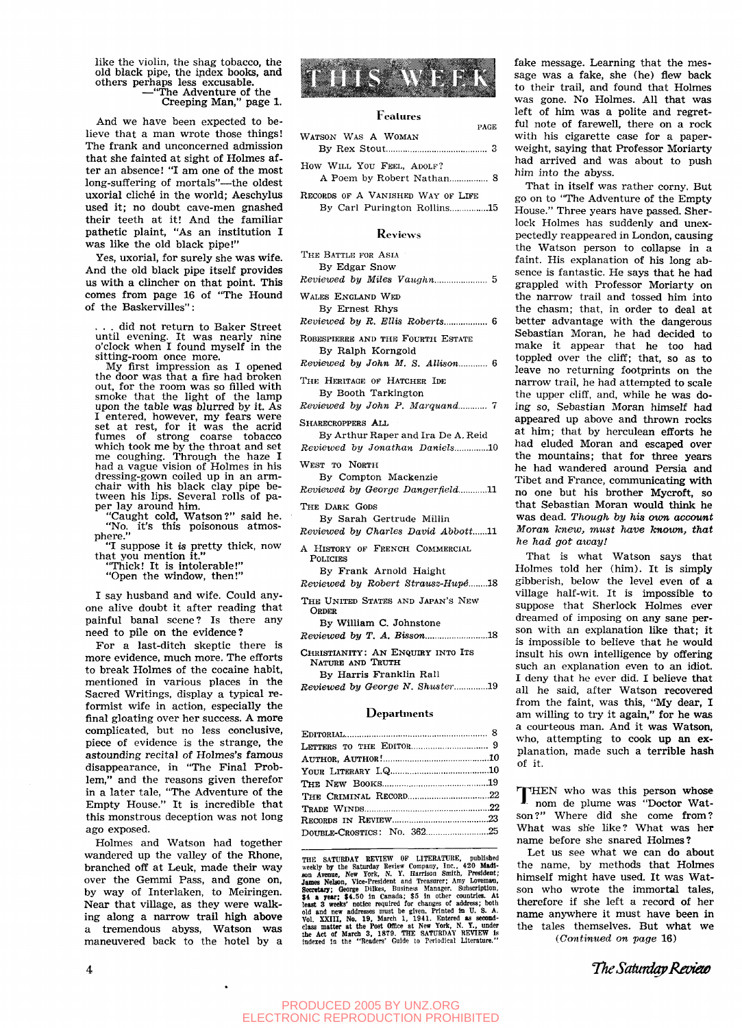like the violin, the shag tobacco, the old black pipe, the index books, and others perhaps less excusable.

—"The Adventure of the Creeping Man," page 1.

And we have been expected to believe that a man wrote those things! The frank and unconcerned admission that she fainted at sight of Holmes after an absence! "I am one of the most long-suffering of mortals"—the oldest uxorial cliché in the world; Aeschylus used it; no doubt cave-men gnashed their teeth at it! And the familiar pathetic plaint, "As an institution I was like the old black pipe!"

Yes, uxorial, for surely she was wife. And the old black pipe itself provides us with a clincher on that point. This comes from page 16 of "The Hound of the Baskervilles":

> . . . did not return to Baker Street until evening. It was nearly nine o'clock when I found myself in the sitting-room once more.
>
> My first impression as I opened the door was that a fire had broken out, for the room was so filled with smoke that the light of the lamp upon the table was blurred by it. As I entered, however, my fears were set at rest, for it was the acrid fumes of strong coarse tobacco which took me by the throat and set me coughing. Through the haze I had a vague vision of Holmes in his dressing-gown coiled up in an armchair with his black clay pipe between his lips. Several rolls of paper lay around him.
>
> "Caught cold, Watson?" said he.
>
> "No, it's this poisonous atmosphere."
>
> "I suppose it *is* pretty thick, now that you mention it."
>
> "Thick! It is intolerable!"
>
> "Open the window, then!"

I say husband and wife. Could anyone alive doubt it after reading that painful banal scene? Is there any need to pile on the evidence?

For a last-ditch skeptic there is more evidence, much more. The efforts to break Holmes of the cocaine habit, mentioned in various places in the Sacred Writings, display a typical reformist wife in action, especially the final gloating over her success. A more complicated, but no less conclusive, piece of evidence is the strange, the astounding recital of Holmes's famous disappearance, in "The Final Problem," and the reasons given therefor in a later tale, "The Adventure of the Empty House." It is incredible that this monstrous deception was not long ago exposed.

Holmes and Watson had together wandered up the valley of the Rhone, branched off at Leuk, made their way over the Gemmi Pass, and gone on, by way of Interlaken, to Meiringen. Near that village, as they were walking along a narrow trail high above a tremendous abyss, Watson was maneuvered back to the hotel by a fake message. Learning that the message was a fake, she (he) flew back to their trail, and found that Holmes was gone. No Holmes. All that was left of him was a polite and regretful note of farewell, there on a rock with his cigarette case for a paperweight, saying that Professor Moriarty had arrived and was about to push him into the abyss.

That in itself was rather corny. But go on to "The Adventure of the Empty House." Three years have passed. Sherlock Holmes has suddenly and unexpectedly reappeared in London, causing the Watson person to collapse in a faint. His explanation of his long absence is fantastic. He says that he had grappled with Professor Moriarty on the narrow trail and tossed him into the chasm; that, in order to deal at better advantage with the dangerous Sebastian Moran, he had decided to make it appear that he too had toppled over the cliff; that, so as to leave no returning footprints on the narrow trail, he had attempted to scale the upper cliff, and, while he was doing so, Sebastian Moran himself had appeared up above and thrown rocks at him; that by herculean efforts he had eluded Moran and escaped over the mountains; that for three years he had wandered around Persia and Tibet and France, communicating with no one but his brother Mycroft, so that Sebastian Moran would think he was dead. *Though by his own account Moran knew, must have known, that he had got away!*

That is what Watson says that Holmes told her (him). It is simply gibberish, below the level even of a village half-wit. It is impossible to suppose that Sherlock Holmes ever dreamed of imposing on any sane person with an explanation like that; it is impossible to believe that he would insult his own intelligence by offering such an explanation even to an idiot. I deny that he ever did. I believe that all he said, after Watson recovered from the faint, was this, "My dear, I am willing to try it again," for he was a courteous man. And it was Watson, who, attempting to cook up an explanation, made such a terrible hash of it.

THEN who was this person whose nom de plume was "Doctor Watson?" Where did she come from? What was she like? What was her name before she snared Holmes?

Let us see what we can do about the name, by methods that Holmes himself might have used. It was Watson who wrote the immortal tales, therefore if she left a record of her name anywhere it must have been in the tales themselves. But what we

*(Continued on page 16)*

# THIS WEEK

## Features

| | PAGE |
|---|---|
| WATSON WAS A WOMAN<br>By Rex Stout | 3 |
| HOW WILL YOU FEEL, ADOLF?<br>A Poem by Robert Nathan | 8 |
| RECORDS OF A VANISHED WAY OF LIFE<br>By Carl Purington Rollins | 15 |

## Reviews

| | |
|---|---|
| THE BATTLE FOR ASIA<br>By Edgar Snow<br>*Reviewed by Miles Vaughn* | 5 |
| WALES ENGLAND WED<br>By Ernest Rhys<br>*Reviewed by R. Ellis Roberts* | 6 |
| ROBESPIERRE AND THE FOURTH ESTATE<br>By Ralph Korngold<br>*Reviewed by John M. S. Allison* | 6 |
| THE HERITAGE OF HATCHER IDE<br>By Booth Tarkington<br>*Reviewed by John P. Marquand* | 7 |
| SHARECROPPERS ALL<br>By Arthur Raper and Ira De A. Reid<br>*Reviewed by Jonathan Daniels* | 10 |
| WEST TO NORTH<br>By Compton Mackenzie<br>*Reviewed by George Dangerfield* | 11 |
| THE DARK GODS<br>By Sarah Gertrude Millin<br>*Reviewed by Charles David Abbott* | 11 |
| A HISTORY OF FRENCH COMMERCIAL POLICIES<br>By Frank Arnold Haight<br>*Reviewed by Robert Strausz-Hupé* | 18 |
| THE UNITED STATES AND JAPAN'S NEW ORDER<br>By William C. Johnstone<br>*Reviewed by T. A. Bisson* | 18 |
| CHRISTIANITY: AN ENQUIRY INTO ITS NATURE AND TRUTH<br>By Harris Franklin Rall<br>*Reviewed by George N. Shuster* | 19 |

## Departments

| | |
|---|---|
| EDITORIAL | 8 |
| LETTERS TO THE EDITOR | 9 |
| AUTHOR, AUTHOR! | 10 |
| YOUR LITERARY I.Q. | 10 |
| THE NEW BOOKS | 19 |
| THE CRIMINAL RECORD | 22 |
| TRADE WINDS | 22 |
| RECORDS IN REVIEW | 23 |
| DOUBLE-CROSTICS: No. 362 | 25 |

THE SATURDAY REVIEW OF LITERATURE, published weekly by the Saturday Review Company, Inc., 420 Madison Avenue, New York, N. Y. Harrison Smith, President; James Nelson, Vice-President and Treasurer; Amy Loveman, Secretary; George Dilkes, Business Manager. Subscription, $4 a year; $4.50 in Canada; $5 in other countries. At least 3 weeks' notice required for changes of address; both old and new addresses must be given. Printed in U. S. A. Vol. XXIII, No. 19, March 1, 1941. Entered as second-class matter at the Post Office at New York, N. Y., under the Act of March 3, 1879. THE SATURDAY REVIEW is indexed in the "Readers' Guide to Periodical Literature."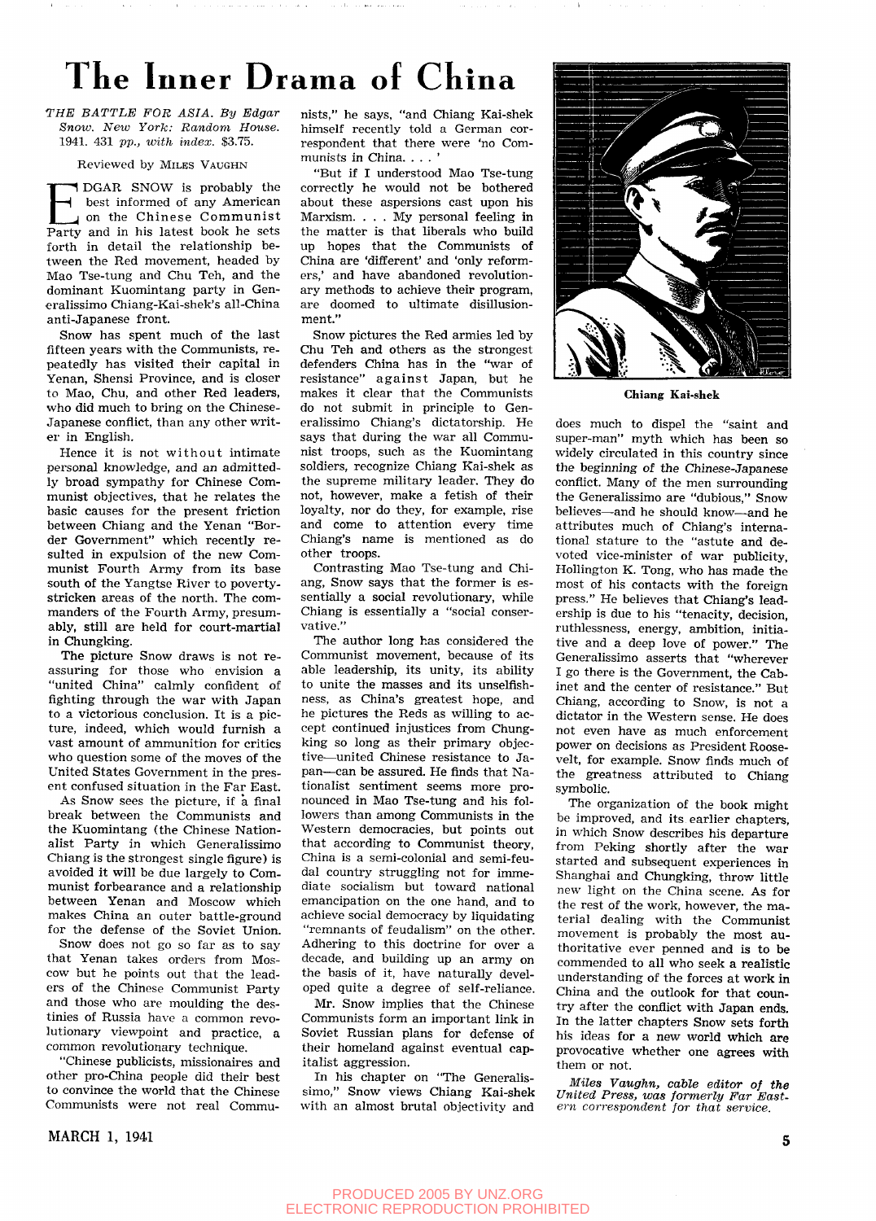# The Inner Drama of China

*THE BATTLE FOR ASIA. By Edgar Snow. New York: Random House. 1941. 431 pp., with index. $3.75.*

Reviewed by MILES VAUGHN

EDGAR SNOW is probably the best informed of any American on the Chinese Communist Party and in his latest book he sets forth in detail the relationship between the Red movement, headed by Mao Tse-tung and Chu Teh, and the dominant Kuomintang party in Generalissimo Chiang-Kai-shek's all-China anti-Japanese front.

Snow has spent much of the last fifteen years with the Communists, repeatedly has visited their capital in Yenan, Shensi Province, and is closer to Mao, Chu, and other Red leaders, who did much to bring on the Chinese-Japanese conflict, than any other writer in English.

Hence it is not without intimate personal knowledge, and an admittedly broad sympathy for Chinese Communist objectives, that he relates the basic causes for the present friction between Chiang and the Yenan "Border Government" which recently resulted in expulsion of the new Communist Fourth Army from its base south of the Yangtse River to poverty-stricken areas of the north. The commanders of the Fourth Army, presumably, still are held for court-martial in Chungking.

The picture Snow draws is not reassuring for those who envision a "united China" calmly confident of fighting through the war with Japan to a victorious conclusion. It is a picture, indeed, which would furnish a vast amount of ammunition for critics who question some of the moves of the United States Government in the present confused situation in the Far East.

As Snow sees the picture, if a final break between the Communists and the Kuomintang (the Chinese Nationalist Party in which Generalissimo Chiang is the strongest single figure) is avoided it will be due largely to Communist forbearance and a relationship between Yenan and Moscow which makes China an outer battle-ground for the defense of the Soviet Union.

Snow does not go so far as to say that Yenan takes orders from Moscow but he points out that the leaders of the Chinese Communist Party and those who are moulding the destinies of Russia have a common revolutionary viewpoint and practice, a common revolutionary technique.

"Chinese publicists, missionaires and other pro-China people did their best to convince the world that the Chinese Communists were not real Communists," he says, "and Chiang Kai-shek himself recently told a German correspondent that there were 'no Communists in China. . . . '

"But if I understood Mao Tse-tung correctly he would not be bothered about these aspersions cast upon his Marxism. . . . My personal feeling in the matter is that liberals who build up hopes that the Communists of China are 'different' and 'only reformers,' and have abandoned revolutionary methods to achieve their program, are doomed to ultimate disillusionment."

Snow pictures the Red armies led by Chu Teh and others as the strongest defenders China has in the "war of resistance" against Japan, but he makes it clear that the Communists do not submit in principle to Generalissimo Chiang's dictatorship. He says that during the war all Communist troops, such as the Kuomintang soldiers, recognize Chiang Kai-shek as the supreme military leader. They do not, however, make a fetish of their loyalty, nor do they, for example, rise and come to attention every time Chiang's name is mentioned as do other troops.

Contrasting Mao Tse-tung and Chiang, Snow says that the former is essentially a social revolutionary, while Chiang is essentially a "social conservative."

The author long has considered the Communist movement, because of its able leadership, its unity, its ability to unite the masses and its unselfishness, as China's greatest hope, and he pictures the Reds as willing to accept continued injustices from Chungking so long as their primary objective—united Chinese resistance to Japan—can be assured. He finds that Nationalist sentiment seems more pronounced in Mao Tse-tung and his followers than among Communists in the Western democracies, but points out that according to Communist theory, China is a semi-colonial and semi-feudal country struggling not for immediate socialism but toward national emancipation on the one hand, and to achieve social democracy by liquidating "remnants of feudalism" on the other. Adhering to this doctrine for over a decade, and building up an army on the basis of it, have naturally developed quite a degree of self-reliance.

Mr. Snow implies that the Chinese Communists form an important link in Soviet Russian plans for defense of their homeland against eventual capitalist aggression.

In his chapter on "The Generalissimo," Snow views Chiang Kai-shek with an almost brutal objectivity and does much to dispel the "saint and super-man" myth which has been so widely circulated in this country since the beginning of the Chinese-Japanese conflict. Many of the men surrounding the Generalissimo are "dubious," Snow believes—and he should know—and he attributes much of Chiang's international stature to the "astute and devoted vice-minister of war publicity, Hollington K. Tong, who has made the most of his contacts with the foreign press." He believes that Chiang's leadership is due to his "tenacity, decision, ruthlessness, energy, ambition, initiative and a deep love of power." The Generalissimo asserts that "wherever I go there is the Government, the Cabinet and the center of resistance." But Chiang, according to Snow, is not a dictator in the Western sense. He does not even have as much enforcement power on decisions as President Roosevelt, for example. Snow finds much of the greatness attributed to Chiang symbolic.

Chiang Kai-shek

The organization of the book might be improved, and its earlier chapters, in which Snow describes his departure from Peking shortly after the war started and subsequent experiences in Shanghai and Chungking, throw little new light on the China scene. As for the rest of the work, however, the material dealing with the Communist movement is probably the most authoritative ever penned and is to be commended to all who seek a realistic understanding of the forces at work in China and the outlook for that country after the conflict with Japan ends. In the latter chapters Snow sets forth his ideas for a new world which are provocative whether one agrees with them or not.

*Miles Vaughn, cable editor of the United Press, was formerly Far Eastern correspondent for that service.*